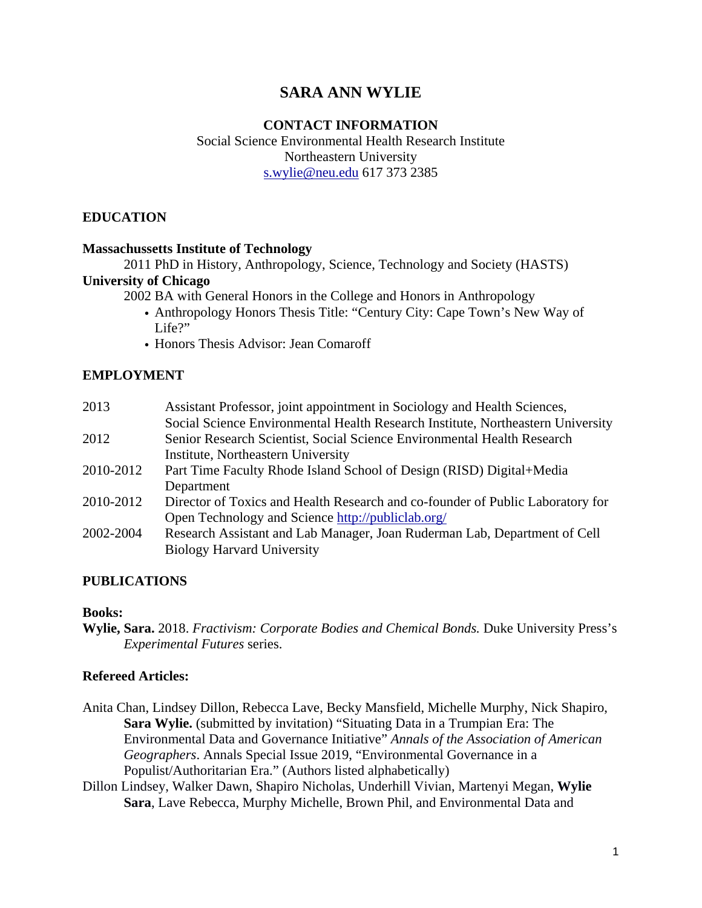# SARA ANN WYLIE

**CONTACT INFORMATION**

Social Science Environmental Health Research Institute
Northeastern University
[s.wylie@neu.edu](mailto:s.wylie@neu.edu) 617 373 2385

## EDUCATION

**Massachussetts Institute of Technology**

2011 PhD in History, Anthropology, Science, Technology and Society (HASTS)

**University of Chicago**

2002 BA with General Honors in the College and Honors in Anthropology

- Anthropology Honors Thesis Title: "Century City: Cape Town's New Way of Life?"
- Honors Thesis Advisor: Jean Comaroff

## EMPLOYMENT

| | |
|---|---|
| 2013 | Assistant Professor, joint appointment in Sociology and Health Sciences, Social Science Environmental Health Research Institute, Northeastern University |
| 2012 | Senior Research Scientist, Social Science Environmental Health Research Institute, Northeastern University |
| 2010-2012 | Part Time Faculty Rhode Island School of Design (RISD) Digital+Media Department |
| 2010-2012 | Director of Toxics and Health Research and co-founder of Public Laboratory for Open Technology and Science http://publiclab.org/ |
| 2002-2004 | Research Assistant and Lab Manager, Joan Ruderman Lab, Department of Cell Biology Harvard University |

## PUBLICATIONS

### Books:

**Wylie, Sara.** 2018. *Fractivism: Corporate Bodies and Chemical Bonds.* Duke University Press's *Experimental Futures* series.

### Refereed Articles:

Anita Chan, Lindsey Dillon, Rebecca Lave, Becky Mansfield, Michelle Murphy, Nick Shapiro, **Sara Wylie.** (submitted by invitation) "Situating Data in a Trumpian Era: The Environmental Data and Governance Initiative" *Annals of the Association of American Geographers*. Annals Special Issue 2019, "Environmental Governance in a Populist/Authoritarian Era." (Authors listed alphabetically)

Dillon Lindsey, Walker Dawn, Shapiro Nicholas, Underhill Vivian, Martenyi Megan, **Wylie Sara**, Lave Rebecca, Murphy Michelle, Brown Phil, and Environmental Data and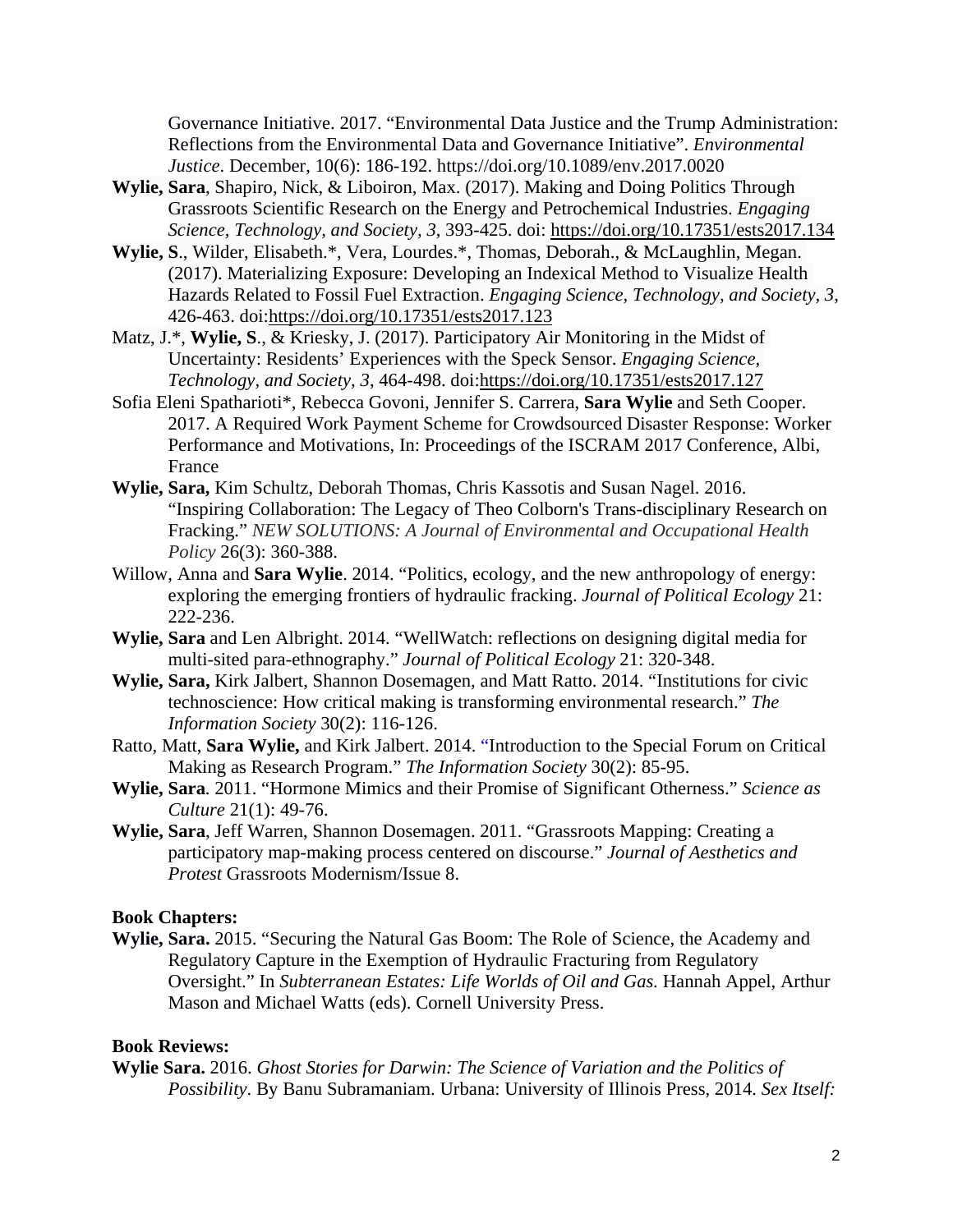Governance Initiative. 2017. "Environmental Data Justice and the Trump Administration: Reflections from the Environmental Data and Governance Initiative". *Environmental Justice*. December, 10(6): 186-192. https://doi.org/10.1089/env.2017.0020

**Wylie, Sara**, Shapiro, Nick, & Liboiron, Max. (2017). Making and Doing Politics Through Grassroots Scientific Research on the Energy and Petrochemical Industries. *Engaging Science, Technology, and Society, 3*, 393-425. doi: https://doi.org/10.17351/ests2017.134

**Wylie, S**., Wilder, Elisabeth.*, Vera, Lourdes.*, Thomas, Deborah., & McLaughlin, Megan. (2017). Materializing Exposure: Developing an Indexical Method to Visualize Health Hazards Related to Fossil Fuel Extraction. *Engaging Science, Technology, and Society, 3*, 426-463. doi:https://doi.org/10.17351/ests2017.123

Matz, J.*, **Wylie, S**., & Kriesky, J. (2017). Participatory Air Monitoring in the Midst of Uncertainty: Residents' Experiences with the Speck Sensor. *Engaging Science, Technology, and Society, 3*, 464-498. doi:https://doi.org/10.17351/ests2017.127

Sofia Eleni Spatharioti*, Rebecca Govoni, Jennifer S. Carrera, **Sara Wylie** and Seth Cooper. 2017. A Required Work Payment Scheme for Crowdsourced Disaster Response: Worker Performance and Motivations, In: Proceedings of the ISCRAM 2017 Conference, Albi, France

**Wylie, Sara,** Kim Schultz, Deborah Thomas, Chris Kassotis and Susan Nagel. 2016. "Inspiring Collaboration: The Legacy of Theo Colborn's Trans-disciplinary Research on Fracking." *NEW SOLUTIONS: A Journal of Environmental and Occupational Health Policy* 26(3): 360-388.

Willow, Anna and **Sara Wylie**. 2014. "Politics, ecology, and the new anthropology of energy: exploring the emerging frontiers of hydraulic fracking. *Journal of Political Ecology* 21: 222-236.

**Wylie, Sara** and Len Albright. 2014. "WellWatch: reflections on designing digital media for multi-sited para-ethnography." *Journal of Political Ecology* 21: 320-348.

**Wylie, Sara,** Kirk Jalbert, Shannon Dosemagen, and Matt Ratto. 2014. "Institutions for civic technoscience: How critical making is transforming environmental research." *The Information Society* 30(2): 116-126.

Ratto, Matt, **Sara Wylie,** and Kirk Jalbert. 2014. "Introduction to the Special Forum on Critical Making as Research Program." *The Information Society* 30(2): 85-95.

**Wylie, Sara**. 2011. "Hormone Mimics and their Promise of Significant Otherness." *Science as Culture* 21(1): 49-76.

**Wylie, Sara**, Jeff Warren, Shannon Dosemagen. 2011. "Grassroots Mapping: Creating a participatory map-making process centered on discourse." *Journal of Aesthetics and Protest* Grassroots Modernism/Issue 8.

**Book Chapters:**

**Wylie, Sara.** 2015. "Securing the Natural Gas Boom: The Role of Science, the Academy and Regulatory Capture in the Exemption of Hydraulic Fracturing from Regulatory Oversight." In *Subterranean Estates: Life Worlds of Oil and Gas.* Hannah Appel, Arthur Mason and Michael Watts (eds). Cornell University Press.

**Book Reviews:**

**Wylie Sara.** 2016. *Ghost Stories for Darwin: The Science of Variation and the Politics of Possibility*. By Banu Subramaniam. Urbana: University of Illinois Press, 2014. *Sex Itself:*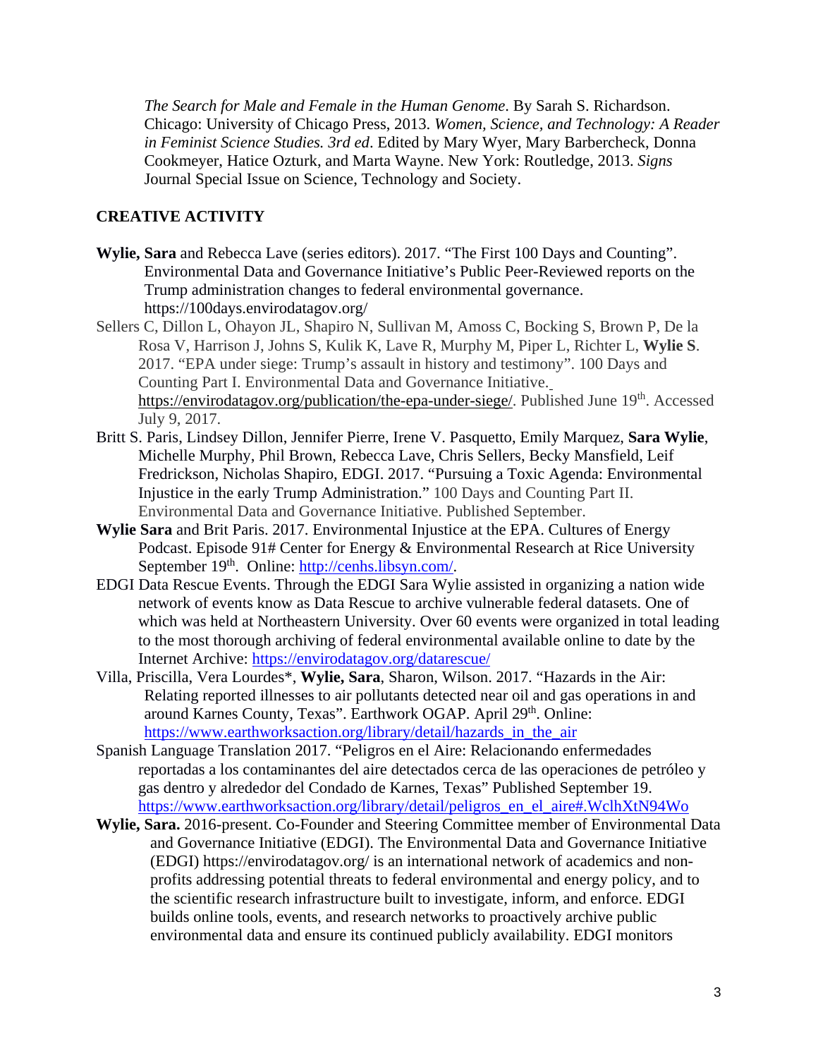*The Search for Male and Female in the Human Genome*. By Sarah S. Richardson. Chicago: University of Chicago Press, 2013. *Women, Science, and Technology: A Reader in Feminist Science Studies. 3rd ed*. Edited by Mary Wyer, Mary Barbercheck, Donna Cookmeyer, Hatice Ozturk, and Marta Wayne. New York: Routledge, 2013. *Signs* Journal Special Issue on Science, Technology and Society.

## CREATIVE ACTIVITY

**Wylie, Sara** and Rebecca Lave (series editors). 2017. "The First 100 Days and Counting". Environmental Data and Governance Initiative's Public Peer-Reviewed reports on the Trump administration changes to federal environmental governance. https://100days.envirodatagov.org/

Sellers C, Dillon L, Ohayon JL, Shapiro N, Sullivan M, Amoss C, Bocking S, Brown P, De la Rosa V, Harrison J, Johns S, Kulik K, Lave R, Murphy M, Piper L, Richter L, **Wylie S**. 2017. "EPA under siege: Trump's assault in history and testimony". 100 Days and Counting Part I. Environmental Data and Governance Initiative. https://envirodatagov.org/publication/the-epa-under-siege/. Published June 19th. Accessed July 9, 2017.

Britt S. Paris, Lindsey Dillon, Jennifer Pierre, Irene V. Pasquetto, Emily Marquez, **Sara Wylie**, Michelle Murphy, Phil Brown, Rebecca Lave, Chris Sellers, Becky Mansfield, Leif Fredrickson, Nicholas Shapiro, EDGI. 2017. "Pursuing a Toxic Agenda: Environmental Injustice in the early Trump Administration." 100 Days and Counting Part II. Environmental Data and Governance Initiative. Published September.

**Wylie Sara** and Brit Paris. 2017. Environmental Injustice at the EPA. Cultures of Energy Podcast. Episode 91# Center for Energy & Environmental Research at Rice University September 19th. Online: http://cenhs.libsyn.com/.

EDGI Data Rescue Events. Through the EDGI Sara Wylie assisted in organizing a nation wide network of events know as Data Rescue to archive vulnerable federal datasets. One of which was held at Northeastern University. Over 60 events were organized in total leading to the most thorough archiving of federal environmental available online to date by the Internet Archive: https://envirodatagov.org/datarescue/

Villa, Priscilla, Vera Lourdes*, **Wylie, Sara**, Sharon, Wilson. 2017. "Hazards in the Air: Relating reported illnesses to air pollutants detected near oil and gas operations in and around Karnes County, Texas". Earthwork OGAP. April 29th. Online: https://www.earthworksaction.org/library/detail/hazards_in_the_air

Spanish Language Translation 2017. "Peligros en el Aire: Relacionando enfermedades reportadas a los contaminantes del aire detectados cerca de las operaciones de petróleo y gas dentro y alrededor del Condado de Karnes, Texas" Published September 19. https://www.earthworksaction.org/library/detail/peligros_en_el_aire#.WclhXtN94Wo

**Wylie, Sara.** 2016-present. Co-Founder and Steering Committee member of Environmental Data and Governance Initiative (EDGI). The Environmental Data and Governance Initiative (EDGI) https://envirodatagov.org/ is an international network of academics and non-profits addressing potential threats to federal environmental and energy policy, and to the scientific research infrastructure built to investigate, inform, and enforce. EDGI builds online tools, events, and research networks to proactively archive public environmental data and ensure its continued publicly availability. EDGI monitors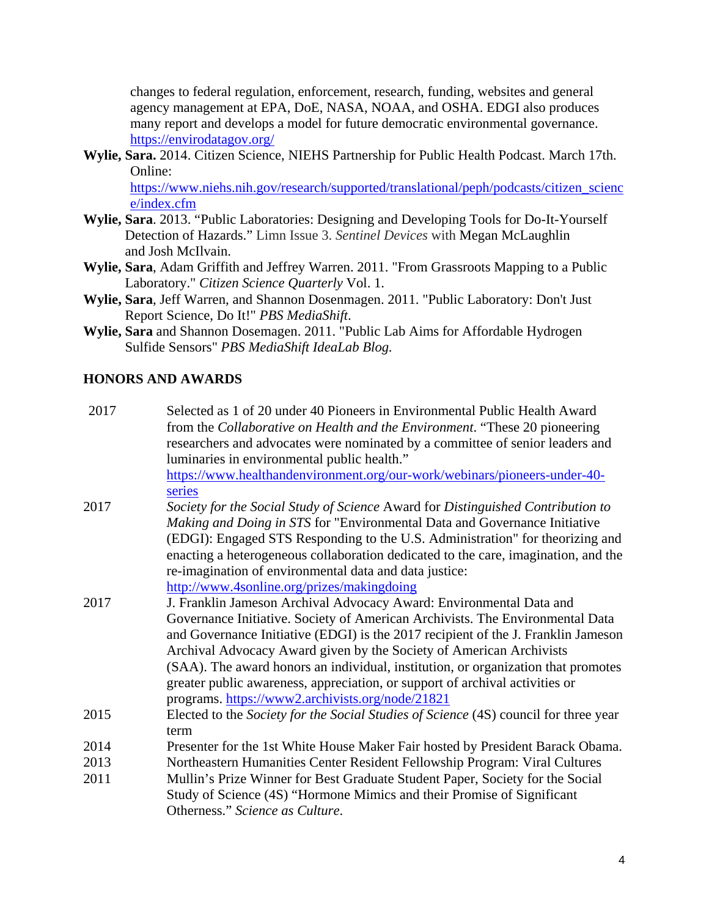changes to federal regulation, enforcement, research, funding, websites and general agency management at EPA, DoE, NASA, NOAA, and OSHA. EDGI also produces many report and develops a model for future democratic environmental governance. https://envirodatagov.org/

**Wylie, Sara.** 2014. Citizen Science, NIEHS Partnership for Public Health Podcast. March 17th. Online: https://www.niehs.nih.gov/research/supported/translational/peph/podcasts/citizen_science/index.cfm

**Wylie, Sara**. 2013. "Public Laboratories: Designing and Developing Tools for Do-It-Yourself Detection of Hazards." Limn Issue 3. *Sentinel Devices* with Megan McLaughlin and Josh McIlvain.

**Wylie, Sara**, Adam Griffith and Jeffrey Warren. 2011. "From Grassroots Mapping to a Public Laboratory." *Citizen Science Quarterly* Vol. 1.

**Wylie, Sara**, Jeff Warren, and Shannon Dosenmagen. 2011. "Public Laboratory: Don't Just Report Science, Do It!" *PBS MediaShift*.

**Wylie, Sara** and Shannon Dosemagen. 2011. "Public Lab Aims for Affordable Hydrogen Sulfide Sensors" *PBS MediaShift IdeaLab Blog.*

## HONORS AND AWARDS

| | |
|---|---|
| 2017 | Selected as 1 of 20 under 40 Pioneers in Environmental Public Health Award from the *Collaborative on Health and the Environment*. "These 20 pioneering researchers and advocates were nominated by a committee of senior leaders and luminaries in environmental public health." https://www.healthandenvironment.org/our-work/webinars/pioneers-under-40-series |
| 2017 | *Society for the Social Study of Science* Award for *Distinguished Contribution to Making and Doing in STS* for "Environmental Data and Governance Initiative (EDGI): Engaged STS Responding to the U.S. Administration" for theorizing and enacting a heterogeneous collaboration dedicated to the care, imagination, and the re-imagination of environmental data and data justice: http://www.4sonline.org/prizes/makingdoing |
| 2017 | J. Franklin Jameson Archival Advocacy Award: Environmental Data and Governance Initiative. Society of American Archivists. The Environmental Data and Governance Initiative (EDGI) is the 2017 recipient of the J. Franklin Jameson Archival Advocacy Award given by the Society of American Archivists (SAA). The award honors an individual, institution, or organization that promotes greater public awareness, appreciation, or support of archival activities or programs. https://www2.archivists.org/node/21821 |
| 2015 | Elected to the *Society for the Social Studies of Science* (4S) council for three year term |
| 2014 | Presenter for the 1st White House Maker Fair hosted by President Barack Obama. |
| 2013 | Northeastern Humanities Center Resident Fellowship Program: Viral Cultures |
| 2011 | Mullin's Prize Winner for Best Graduate Student Paper, Society for the Social Study of Science (4S) "Hormone Mimics and their Promise of Significant Otherness." *Science as Culture*. |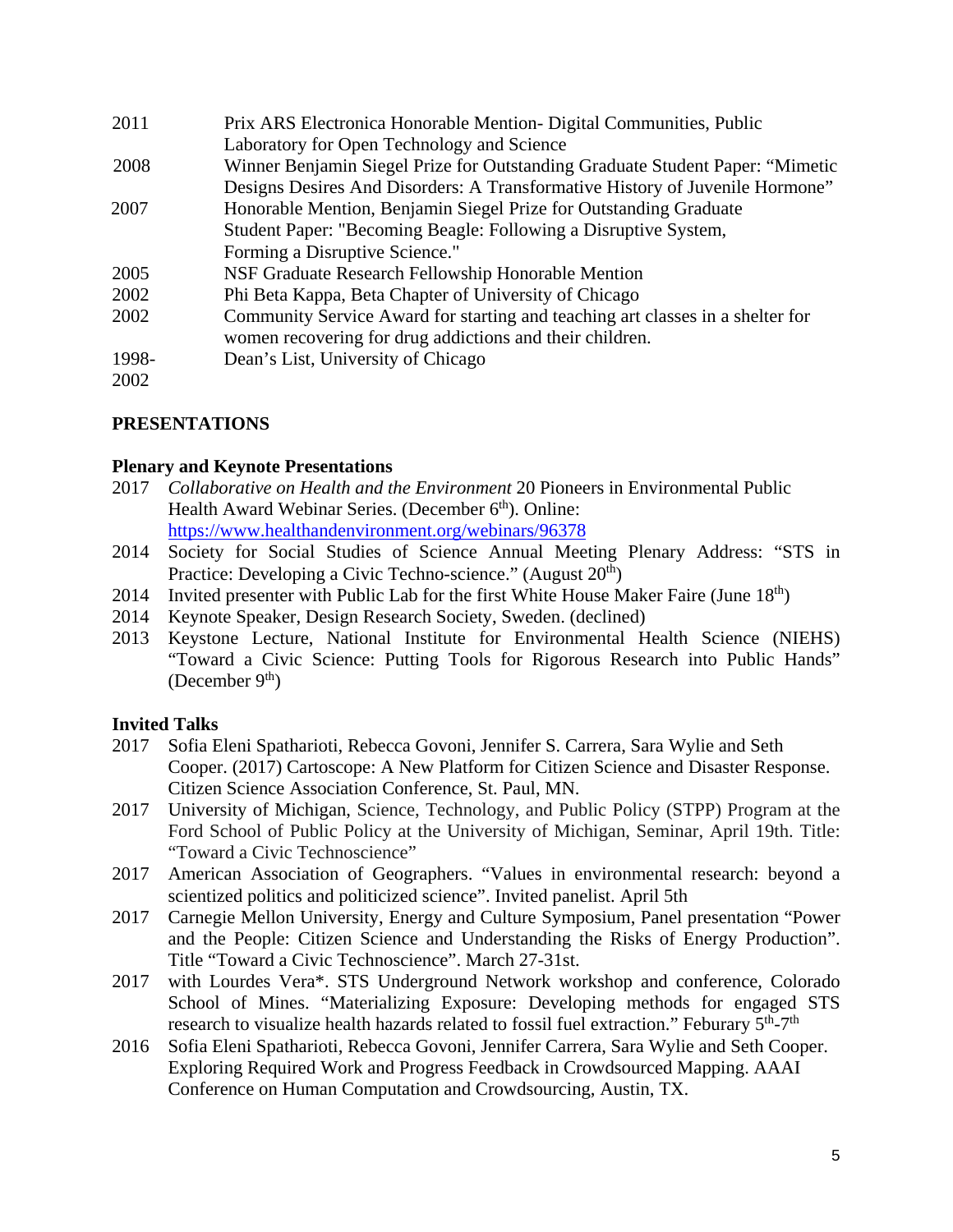2011 Prix ARS Electronica Honorable Mention- Digital Communities, Public Laboratory for Open Technology and Science

2008 Winner Benjamin Siegel Prize for Outstanding Graduate Student Paper: "Mimetic Designs Desires And Disorders: A Transformative History of Juvenile Hormone"

2007 Honorable Mention, Benjamin Siegel Prize for Outstanding Graduate Student Paper: "Becoming Beagle: Following a Disruptive System, Forming a Disruptive Science."

2005 NSF Graduate Research Fellowship Honorable Mention

2002 Phi Beta Kappa, Beta Chapter of University of Chicago

2002 Community Service Award for starting and teaching art classes in a shelter for women recovering for drug addictions and their children.

1998-2002 Dean's List, University of Chicago

## PRESENTATIONS

### Plenary and Keynote Presentations

2017 *Collaborative on Health and the Environment* 20 Pioneers in Environmental Public Health Award Webinar Series. (December 6th). Online: https://www.healthandenvironment.org/webinars/96378

2014 Society for Social Studies of Science Annual Meeting Plenary Address: "STS in Practice: Developing a Civic Techno-science." (August 20th)

2014 Invited presenter with Public Lab for the first White House Maker Faire (June 18th)

2014 Keynote Speaker, Design Research Society, Sweden. (declined)

2013 Keystone Lecture, National Institute for Environmental Health Science (NIEHS) "Toward a Civic Science: Putting Tools for Rigorous Research into Public Hands" (December 9th)

### Invited Talks

2017 Sofia Eleni Spatharioti, Rebecca Govoni, Jennifer S. Carrera, Sara Wylie and Seth Cooper. (2017) Cartoscope: A New Platform for Citizen Science and Disaster Response. Citizen Science Association Conference, St. Paul, MN.

2017 University of Michigan, Science, Technology, and Public Policy (STPP) Program at the Ford School of Public Policy at the University of Michigan, Seminar, April 19th. Title: "Toward a Civic Technoscience"

2017 American Association of Geographers. "Values in environmental research: beyond a scientized politics and politicized science". Invited panelist. April 5th

2017 Carnegie Mellon University, Energy and Culture Symposium, Panel presentation "Power and the People: Citizen Science and Understanding the Risks of Energy Production". Title "Toward a Civic Technoscience". March 27-31st.

2017 with Lourdes Vera*. STS Underground Network workshop and conference, Colorado School of Mines. "Materializing Exposure: Developing methods for engaged STS research to visualize health hazards related to fossil fuel extraction." Feburary 5th-7th

2016 Sofia Eleni Spatharioti, Rebecca Govoni, Jennifer Carrera, Sara Wylie and Seth Cooper. Exploring Required Work and Progress Feedback in Crowdsourced Mapping. AAAI Conference on Human Computation and Crowdsourcing, Austin, TX.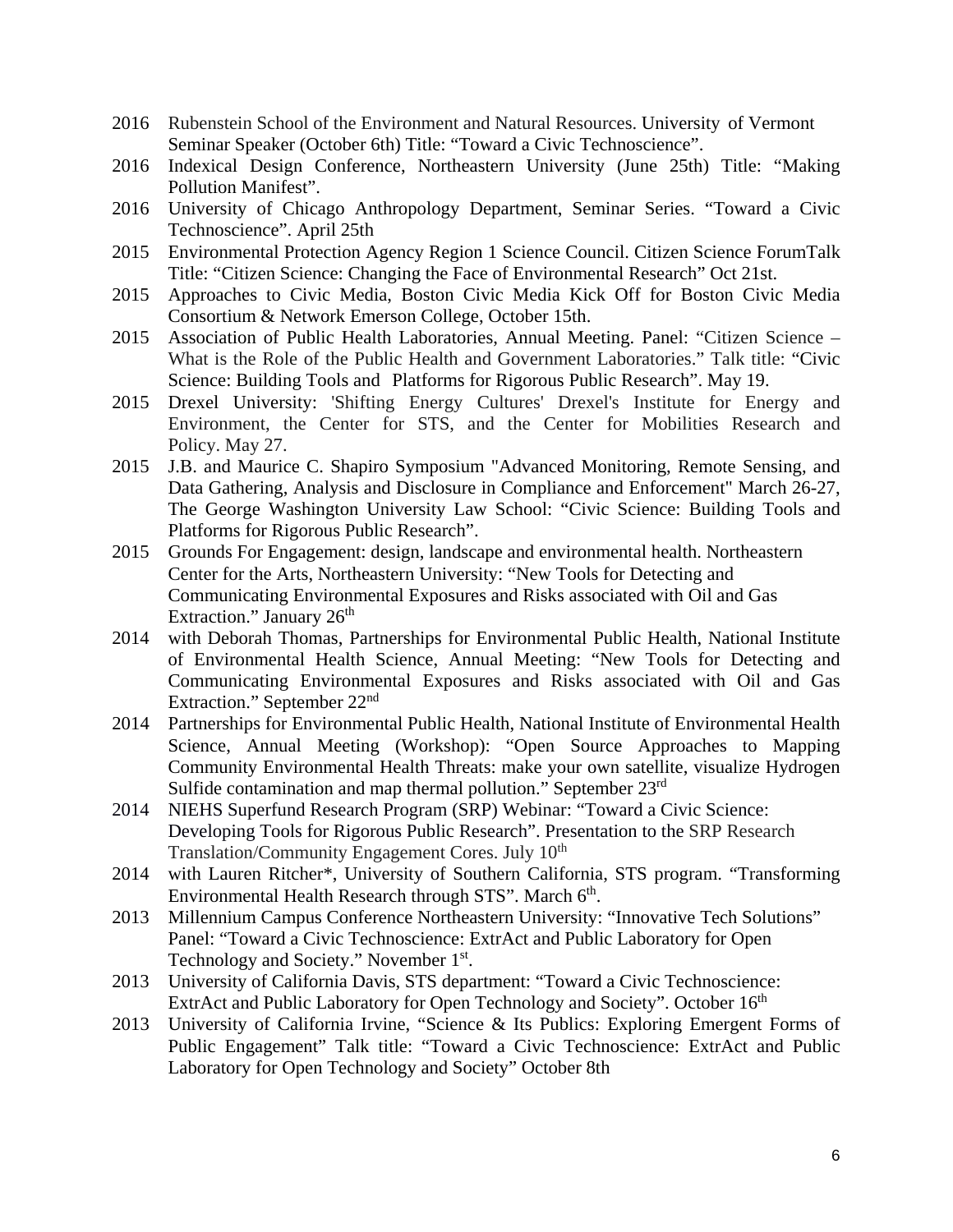2016 Rubenstein School of the Environment and Natural Resources. University of Vermont Seminar Speaker (October 6th) Title: "Toward a Civic Technoscience".

2016 Indexical Design Conference, Northeastern University (June 25th) Title: "Making Pollution Manifest".

2016 University of Chicago Anthropology Department, Seminar Series. "Toward a Civic Technoscience". April 25th

2015 Environmental Protection Agency Region 1 Science Council. Citizen Science ForumTalk Title: "Citizen Science: Changing the Face of Environmental Research" Oct 21st.

2015 Approaches to Civic Media, Boston Civic Media Kick Off for Boston Civic Media Consortium & Network Emerson College, October 15th.

2015 Association of Public Health Laboratories, Annual Meeting. Panel: "Citizen Science – What is the Role of the Public Health and Government Laboratories." Talk title: "Civic Science: Building Tools and Platforms for Rigorous Public Research". May 19.

2015 Drexel University: 'Shifting Energy Cultures' Drexel's Institute for Energy and Environment, the Center for STS, and the Center for Mobilities Research and Policy. May 27.

2015 J.B. and Maurice C. Shapiro Symposium "Advanced Monitoring, Remote Sensing, and Data Gathering, Analysis and Disclosure in Compliance and Enforcement" March 26-27, The George Washington University Law School: "Civic Science: Building Tools and Platforms for Rigorous Public Research".

2015 Grounds For Engagement: design, landscape and environmental health. Northeastern Center for the Arts, Northeastern University: "New Tools for Detecting and Communicating Environmental Exposures and Risks associated with Oil and Gas Extraction." January 26th

2014 with Deborah Thomas, Partnerships for Environmental Public Health, National Institute of Environmental Health Science, Annual Meeting: "New Tools for Detecting and Communicating Environmental Exposures and Risks associated with Oil and Gas Extraction." September 22nd

2014 Partnerships for Environmental Public Health, National Institute of Environmental Health Science, Annual Meeting (Workshop): "Open Source Approaches to Mapping Community Environmental Health Threats: make your own satellite, visualize Hydrogen Sulfide contamination and map thermal pollution." September 23rd

2014 NIEHS Superfund Research Program (SRP) Webinar: "Toward a Civic Science: Developing Tools for Rigorous Public Research". Presentation to the SRP Research Translation/Community Engagement Cores. July 10th

2014 with Lauren Ritcher*, University of Southern California, STS program. "Transforming Environmental Health Research through STS". March 6th.

2013 Millennium Campus Conference Northeastern University: "Innovative Tech Solutions" Panel: "Toward a Civic Technoscience: ExtrAct and Public Laboratory for Open Technology and Society." November 1st.

2013 University of California Davis, STS department: "Toward a Civic Technoscience: ExtrAct and Public Laboratory for Open Technology and Society". October 16th

2013 University of California Irvine, "Science & Its Publics: Exploring Emergent Forms of Public Engagement" Talk title: "Toward a Civic Technoscience: ExtrAct and Public Laboratory for Open Technology and Society" October 8th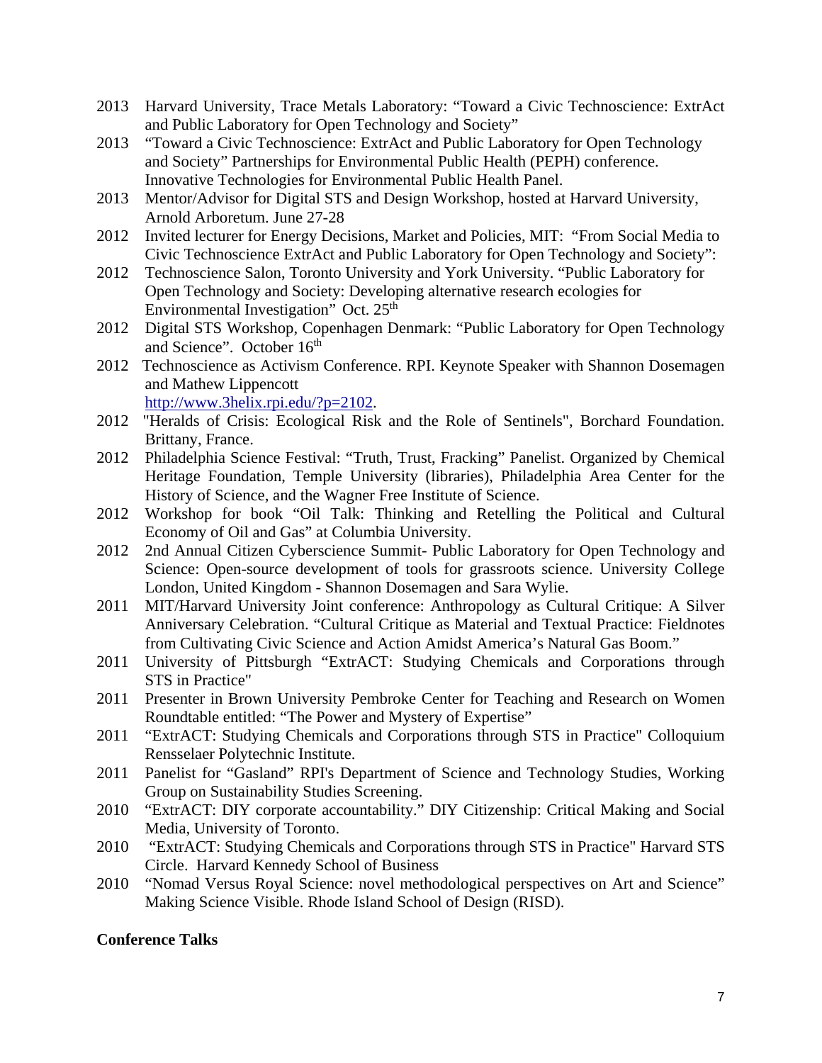- 2013 Harvard University, Trace Metals Laboratory: "Toward a Civic Technoscience: ExtrAct and Public Laboratory for Open Technology and Society"
- 2013 "Toward a Civic Technoscience: ExtrAct and Public Laboratory for Open Technology and Society" Partnerships for Environmental Public Health (PEPH) conference. Innovative Technologies for Environmental Public Health Panel.
- 2013 Mentor/Advisor for Digital STS and Design Workshop, hosted at Harvard University, Arnold Arboretum. June 27-28
- 2012 Invited lecturer for Energy Decisions, Market and Policies, MIT: "From Social Media to Civic Technoscience ExtrAct and Public Laboratory for Open Technology and Society":
- 2012 Technoscience Salon, Toronto University and York University. "Public Laboratory for Open Technology and Society: Developing alternative research ecologies for Environmental Investigation" Oct. 25th
- 2012 Digital STS Workshop, Copenhagen Denmark: "Public Laboratory for Open Technology and Science". October 16th
- 2012 Technoscience as Activism Conference. RPI. Keynote Speaker with Shannon Dosemagen and Mathew Lippencott http://www.3helix.rpi.edu/?p=2102.
- 2012 "Heralds of Crisis: Ecological Risk and the Role of Sentinels", Borchard Foundation. Brittany, France.
- 2012 Philadelphia Science Festival: "Truth, Trust, Fracking" Panelist. Organized by Chemical Heritage Foundation, Temple University (libraries), Philadelphia Area Center for the History of Science, and the Wagner Free Institute of Science.
- 2012 Workshop for book "Oil Talk: Thinking and Retelling the Political and Cultural Economy of Oil and Gas" at Columbia University.
- 2012 2nd Annual Citizen Cyberscience Summit- Public Laboratory for Open Technology and Science: Open-source development of tools for grassroots science. University College London, United Kingdom - Shannon Dosemagen and Sara Wylie.
- 2011 MIT/Harvard University Joint conference: Anthropology as Cultural Critique: A Silver Anniversary Celebration. "Cultural Critique as Material and Textual Practice: Fieldnotes from Cultivating Civic Science and Action Amidst America's Natural Gas Boom."
- 2011 University of Pittsburgh "ExtrACT: Studying Chemicals and Corporations through STS in Practice"
- 2011 Presenter in Brown University Pembroke Center for Teaching and Research on Women Roundtable entitled: "The Power and Mystery of Expertise"
- 2011 "ExtrACT: Studying Chemicals and Corporations through STS in Practice" Colloquium Rensselaer Polytechnic Institute.
- 2011 Panelist for "Gasland" RPI's Department of Science and Technology Studies, Working Group on Sustainability Studies Screening.
- 2010 "ExtrACT: DIY corporate accountability." DIY Citizenship: Critical Making and Social Media, University of Toronto.
- 2010 "ExtrACT: Studying Chemicals and Corporations through STS in Practice" Harvard STS Circle. Harvard Kennedy School of Business
- 2010 "Nomad Versus Royal Science: novel methodological perspectives on Art and Science" Making Science Visible. Rhode Island School of Design (RISD).

**Conference Talks**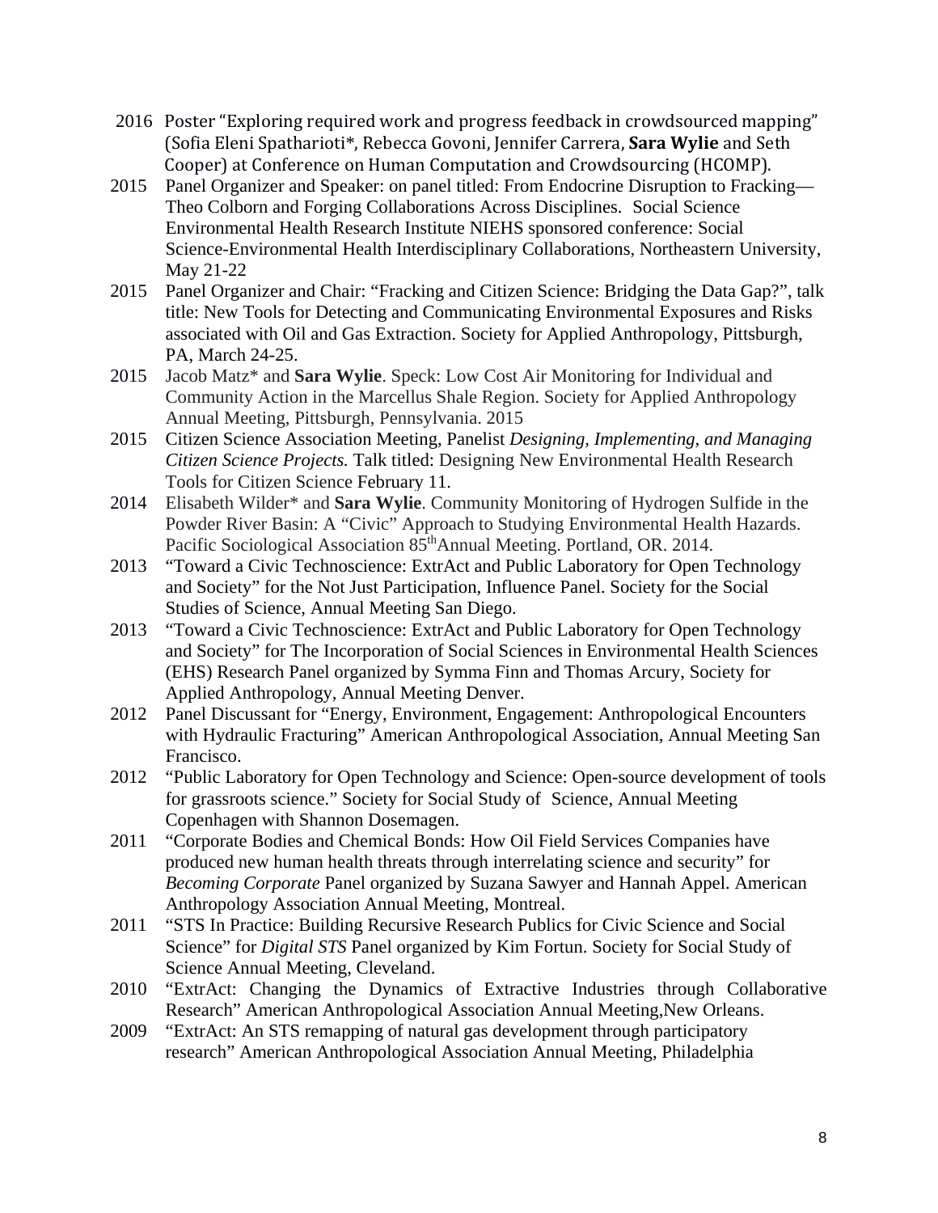2016 Poster "Exploring required work and progress feedback in crowdsourced mapping" (Sofia Eleni Spatharioti*, Rebecca Govoni, Jennifer Carrera, **Sara Wylie** and Seth Cooper) at Conference on Human Computation and Crowdsourcing (HCOMP).

2015 Panel Organizer and Speaker: on panel titled: From Endocrine Disruption to Fracking—Theo Colborn and Forging Collaborations Across Disciplines. Social Science Environmental Health Research Institute NIEHS sponsored conference: Social Science-Environmental Health Interdisciplinary Collaborations, Northeastern University, May 21-22

2015 Panel Organizer and Chair: "Fracking and Citizen Science: Bridging the Data Gap?", talk title: New Tools for Detecting and Communicating Environmental Exposures and Risks associated with Oil and Gas Extraction. Society for Applied Anthropology, Pittsburgh, PA, March 24-25.

2015 Jacob Matz* and **Sara Wylie**. Speck: Low Cost Air Monitoring for Individual and Community Action in the Marcellus Shale Region. Society for Applied Anthropology Annual Meeting, Pittsburgh, Pennsylvania. 2015

2015 Citizen Science Association Meeting, Panelist *Designing, Implementing, and Managing Citizen Science Projects.* Talk titled: Designing New Environmental Health Research Tools for Citizen Science February 11.

2014 Elisabeth Wilder* and **Sara Wylie**. Community Monitoring of Hydrogen Sulfide in the Powder River Basin: A "Civic" Approach to Studying Environmental Health Hazards. Pacific Sociological Association 85th Annual Meeting. Portland, OR. 2014.

2013 "Toward a Civic Technoscience: ExtrAct and Public Laboratory for Open Technology and Society" for the Not Just Participation, Influence Panel. Society for the Social Studies of Science, Annual Meeting San Diego.

2013 "Toward a Civic Technoscience: ExtrAct and Public Laboratory for Open Technology and Society" for The Incorporation of Social Sciences in Environmental Health Sciences (EHS) Research Panel organized by Symma Finn and Thomas Arcury, Society for Applied Anthropology, Annual Meeting Denver.

2012 Panel Discussant for "Energy, Environment, Engagement: Anthropological Encounters with Hydraulic Fracturing" American Anthropological Association, Annual Meeting San Francisco.

2012 "Public Laboratory for Open Technology and Science: Open-source development of tools for grassroots science." Society for Social Study of Science, Annual Meeting Copenhagen with Shannon Dosemagen.

2011 "Corporate Bodies and Chemical Bonds: How Oil Field Services Companies have produced new human health threats through interrelating science and security" for *Becoming Corporate* Panel organized by Suzana Sawyer and Hannah Appel. American Anthropology Association Annual Meeting, Montreal.

2011 "STS In Practice: Building Recursive Research Publics for Civic Science and Social Science" for *Digital STS* Panel organized by Kim Fortun. Society for Social Study of Science Annual Meeting, Cleveland.

2010 "ExtrAct: Changing the Dynamics of Extractive Industries through Collaborative Research" American Anthropological Association Annual Meeting,New Orleans.

2009 "ExtrAct: An STS remapping of natural gas development through participatory research" American Anthropological Association Annual Meeting, Philadelphia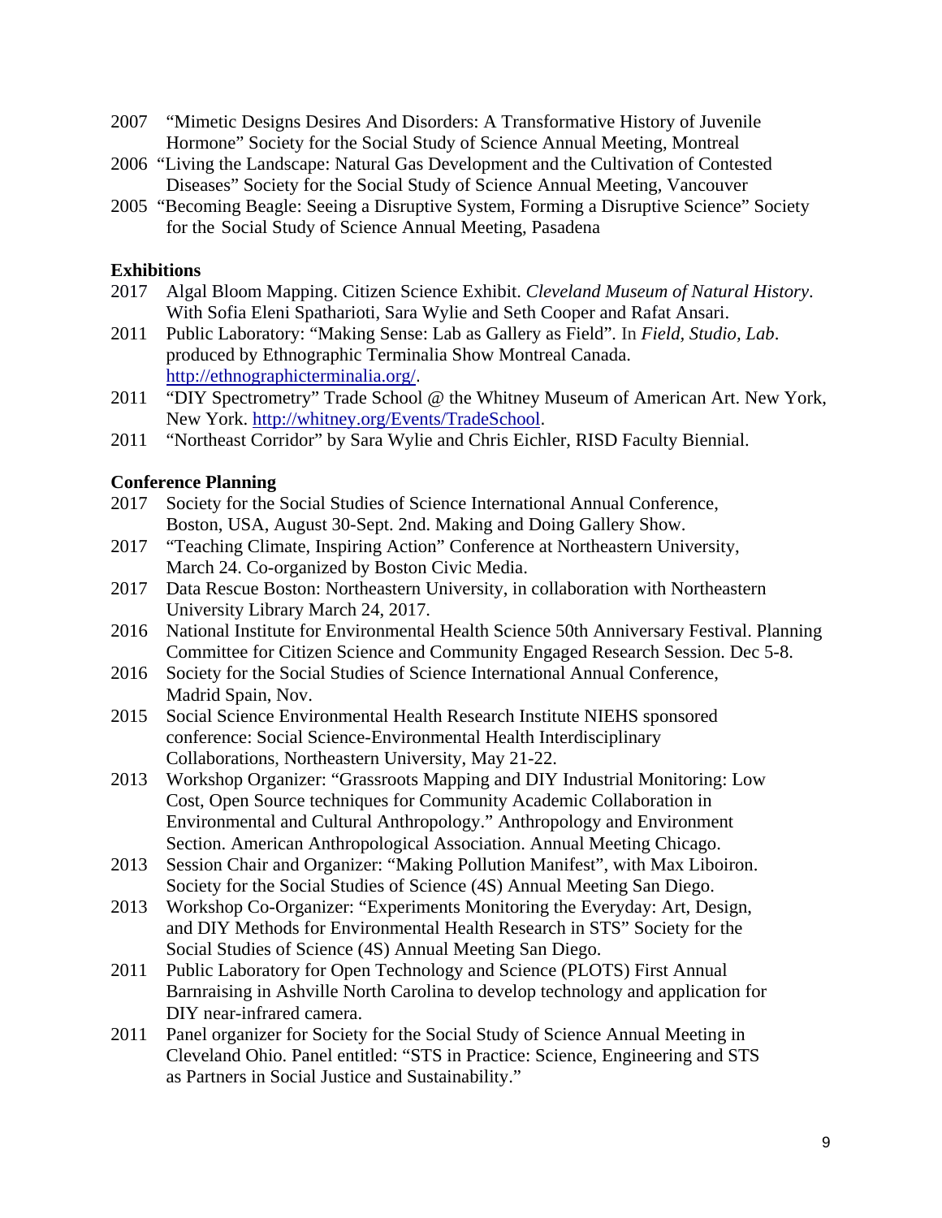2007 "Mimetic Designs Desires And Disorders: A Transformative History of Juvenile Hormone" Society for the Social Study of Science Annual Meeting, Montreal

2006 "Living the Landscape: Natural Gas Development and the Cultivation of Contested Diseases" Society for the Social Study of Science Annual Meeting, Vancouver

2005 "Becoming Beagle: Seeing a Disruptive System, Forming a Disruptive Science" Society for the Social Study of Science Annual Meeting, Pasadena

**Exhibitions**

2017 Algal Bloom Mapping. Citizen Science Exhibit. *Cleveland Museum of Natural History*. With Sofia Eleni Spathariotі, Sara Wylie and Seth Cooper and Rafat Ansari.

2011 Public Laboratory: "Making Sense: Lab as Gallery as Field". In *Field, Studio, Lab*. produced by Ethnographic Terminalia Show Montreal Canada. http://ethnographicterminalia.org/.

2011 "DIY Spectrometry" Trade School @ the Whitney Museum of American Art. New York, New York. http://whitney.org/Events/TradeSchool.

2011 "Northeast Corridor" by Sara Wylie and Chris Eichler, RISD Faculty Biennial.

**Conference Planning**

2017 Society for the Social Studies of Science International Annual Conference, Boston, USA, August 30-Sept. 2nd. Making and Doing Gallery Show.

2017 "Teaching Climate, Inspiring Action" Conference at Northeastern University, March 24. Co-organized by Boston Civic Media.

2017 Data Rescue Boston: Northeastern University, in collaboration with Northeastern University Library March 24, 2017.

2016 National Institute for Environmental Health Science 50th Anniversary Festival. Planning Committee for Citizen Science and Community Engaged Research Session. Dec 5-8.

2016 Society for the Social Studies of Science International Annual Conference, Madrid Spain, Nov.

2015 Social Science Environmental Health Research Institute NIEHS sponsored conference: Social Science-Environmental Health Interdisciplinary Collaborations, Northeastern University, May 21-22.

2013 Workshop Organizer: "Grassroots Mapping and DIY Industrial Monitoring: Low Cost, Open Source techniques for Community Academic Collaboration in Environmental and Cultural Anthropology." Anthropology and Environment Section. American Anthropological Association. Annual Meeting Chicago.

2013 Session Chair and Organizer: "Making Pollution Manifest", with Max Liboiron. Society for the Social Studies of Science (4S) Annual Meeting San Diego.

2013 Workshop Co-Organizer: "Experiments Monitoring the Everyday: Art, Design, and DIY Methods for Environmental Health Research in STS" Society for the Social Studies of Science (4S) Annual Meeting San Diego.

2011 Public Laboratory for Open Technology and Science (PLOTS) First Annual Barnraising in Ashville North Carolina to develop technology and application for DIY near-infrared camera.

2011 Panel organizer for Society for the Social Study of Science Annual Meeting in Cleveland Ohio. Panel entitled: "STS in Practice: Science, Engineering and STS as Partners in Social Justice and Sustainability."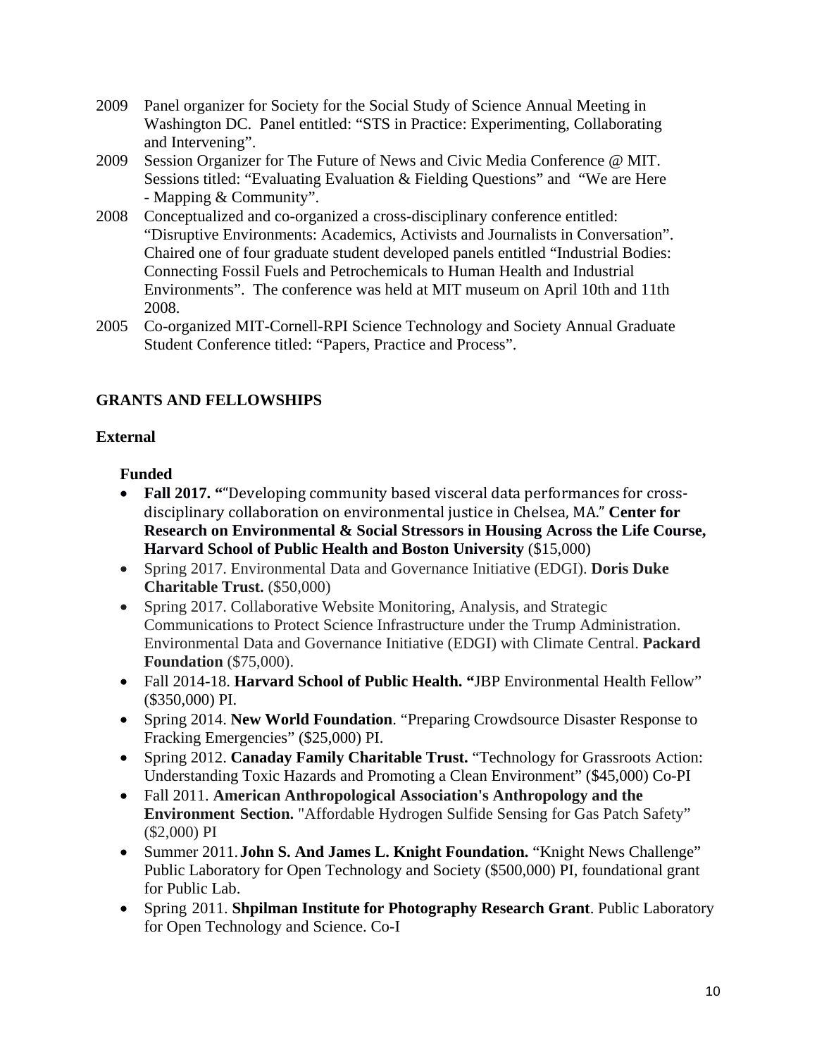- 2009 Panel organizer for Society for the Social Study of Science Annual Meeting in Washington DC. Panel entitled: "STS in Practice: Experimenting, Collaborating and Intervening".
- 2009 Session Organizer for The Future of News and Civic Media Conference @ MIT. Sessions titled: "Evaluating Evaluation & Fielding Questions" and "We are Here - Mapping & Community".
- 2008 Conceptualized and co-organized a cross-disciplinary conference entitled: "Disruptive Environments: Academics, Activists and Journalists in Conversation". Chaired one of four graduate student developed panels entitled "Industrial Bodies: Connecting Fossil Fuels and Petrochemicals to Human Health and Industrial Environments". The conference was held at MIT museum on April 10th and 11th 2008.
- 2005 Co-organized MIT-Cornell-RPI Science Technology and Society Annual Graduate Student Conference titled: "Papers, Practice and Process".

## GRANTS AND FELLOWSHIPS

### External

#### Funded

- **Fall 2017. "**"Developing community based visceral data performances for cross-disciplinary collaboration on environmental justice in Chelsea, MA." **Center for Research on Environmental & Social Stressors in Housing Across the Life Course, Harvard School of Public Health and Boston University** ($15,000)
- Spring 2017. Environmental Data and Governance Initiative (EDGI). **Doris Duke Charitable Trust.** ($50,000)
- Spring 2017. Collaborative Website Monitoring, Analysis, and Strategic Communications to Protect Science Infrastructure under the Trump Administration. Environmental Data and Governance Initiative (EDGI) with Climate Central. **Packard Foundation** ($75,000).
- Fall 2014-18. **Harvard School of Public Health. "**JBP Environmental Health Fellow" ($350,000) PI.
- Spring 2014. **New World Foundation**. "Preparing Crowdsource Disaster Response to Fracking Emergencies" ($25,000) PI.
- Spring 2012. **Canaday Family Charitable Trust.** "Technology for Grassroots Action: Understanding Toxic Hazards and Promoting a Clean Environment" ($45,000) Co-PI
- Fall 2011. **American Anthropological Association's Anthropology and the Environment Section.** "Affordable Hydrogen Sulfide Sensing for Gas Patch Safety" ($2,000) PI
- Summer 2011. **John S. And James L. Knight Foundation.** "Knight News Challenge" Public Laboratory for Open Technology and Society ($500,000) PI, foundational grant for Public Lab.
- Spring 2011. **Shpilman Institute for Photography Research Grant**. Public Laboratory for Open Technology and Science. Co-I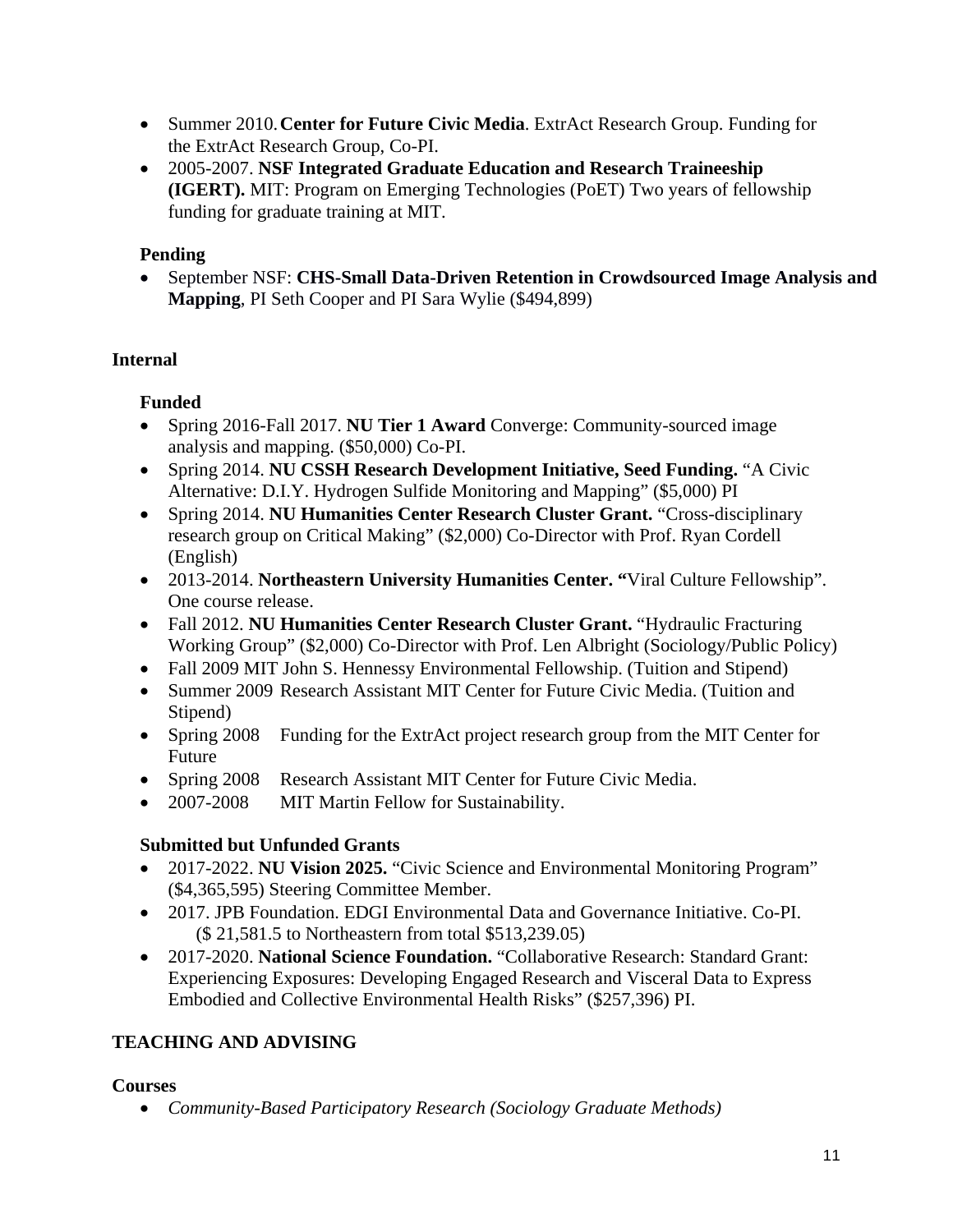- Summer 2010. **Center for Future Civic Media**. ExtrAct Research Group. Funding for the ExtrAct Research Group, Co-PI.
- 2005-2007. **NSF Integrated Graduate Education and Research Traineeship (IGERT).** MIT: Program on Emerging Technologies (PoET) Two years of fellowship funding for graduate training at MIT.

**Pending**

- September NSF: **CHS-Small Data-Driven Retention in Crowdsourced Image Analysis and Mapping**, PI Seth Cooper and PI Sara Wylie ($494,899)

### Internal

**Funded**

- Spring 2016-Fall 2017. **NU Tier 1 Award** Converge: Community-sourced image analysis and mapping. ($50,000) Co-PI.
- Spring 2014. **NU CSSH Research Development Initiative, Seed Funding.** "A Civic Alternative: D.I.Y. Hydrogen Sulfide Monitoring and Mapping" ($5,000) PI
- Spring 2014. **NU Humanities Center Research Cluster Grant.** "Cross-disciplinary research group on Critical Making" ($2,000) Co-Director with Prof. Ryan Cordell (English)
- 2013-2014. **Northeastern University Humanities Center. "**Viral Culture Fellowship". One course release.
- Fall 2012. **NU Humanities Center Research Cluster Grant.** "Hydraulic Fracturing Working Group" ($2,000) Co-Director with Prof. Len Albright (Sociology/Public Policy)
- Fall 2009 MIT John S. Hennessy Environmental Fellowship. (Tuition and Stipend)
- Summer 2009 Research Assistant MIT Center for Future Civic Media. (Tuition and Stipend)
- Spring 2008 Funding for the ExtrAct project research group from the MIT Center for Future
- Spring 2008 Research Assistant MIT Center for Future Civic Media.
- 2007-2008 MIT Martin Fellow for Sustainability.

**Submitted but Unfunded Grants**

- 2017-2022. **NU Vision 2025.** "Civic Science and Environmental Monitoring Program" ($4,365,595) Steering Committee Member.
- 2017. JPB Foundation. EDGI Environmental Data and Governance Initiative. Co-PI. ($ 21,581.5 to Northeastern from total $513,239.05)
- 2017-2020. **National Science Foundation.** "Collaborative Research: Standard Grant: Experiencing Exposures: Developing Engaged Research and Visceral Data to Express Embodied and Collective Environmental Health Risks" ($257,396) PI.

## TEACHING AND ADVISING

### Courses

- *Community-Based Participatory Research (Sociology Graduate Methods)*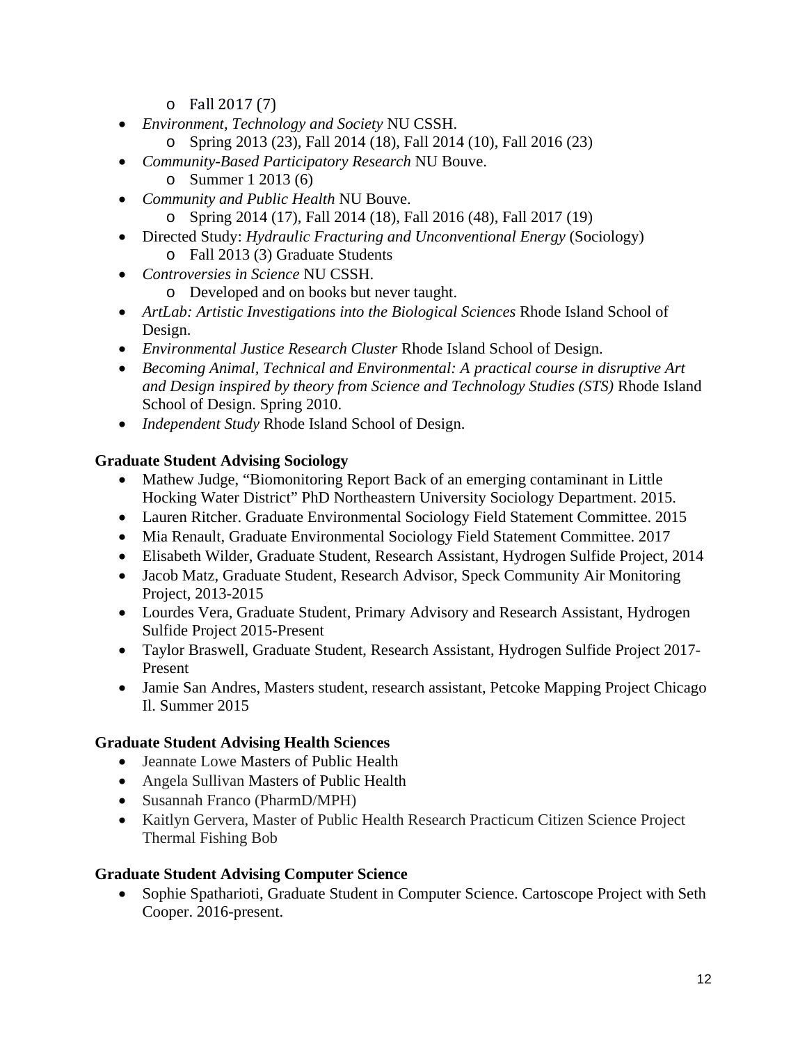- Fall 2017 (7)

- *Environment, Technology and Society* NU CSSH.
    - Spring 2013 (23), Fall 2014 (18), Fall 2014 (10), Fall 2016 (23)
- *Community-Based Participatory Research* NU Bouve.
    - Summer 1 2013 (6)
- *Community and Public Health* NU Bouve.
    - Spring 2014 (17), Fall 2014 (18), Fall 2016 (48), Fall 2017 (19)
- Directed Study: *Hydraulic Fracturing and Unconventional Energy* (Sociology)
    - Fall 2013 (3) Graduate Students
- *Controversies in Science* NU CSSH.
    - Developed and on books but never taught.
- *ArtLab: Artistic Investigations into the Biological Sciences* Rhode Island School of Design.
- *Environmental Justice Research Cluster* Rhode Island School of Design.
- *Becoming Animal, Technical and Environmental: A practical course in disruptive Art and Design inspired by theory from Science and Technology Studies (STS)* Rhode Island School of Design. Spring 2010.
- *Independent Study* Rhode Island School of Design.

**Graduate Student Advising Sociology**

- Mathew Judge, "Biomonitoring Report Back of an emerging contaminant in Little Hocking Water District" PhD Northeastern University Sociology Department. 2015.
- Lauren Ritcher. Graduate Environmental Sociology Field Statement Committee. 2015
- Mia Renault, Graduate Environmental Sociology Field Statement Committee. 2017
- Elisabeth Wilder, Graduate Student, Research Assistant, Hydrogen Sulfide Project, 2014
- Jacob Matz, Graduate Student, Research Advisor, Speck Community Air Monitoring Project, 2013-2015
- Lourdes Vera, Graduate Student, Primary Advisory and Research Assistant, Hydrogen Sulfide Project 2015-Present
- Taylor Braswell, Graduate Student, Research Assistant, Hydrogen Sulfide Project 2017-Present
- Jamie San Andres, Masters student, research assistant, Petcoke Mapping Project Chicago Il. Summer 2015

**Graduate Student Advising Health Sciences**

- Jeannate Lowe Masters of Public Health
- Angela Sullivan Masters of Public Health
- Susannah Franco (PharmD/MPH)
- Kaitlyn Gervera, Master of Public Health Research Practicum Citizen Science Project Thermal Fishing Bob

**Graduate Student Advising Computer Science**

- Sophie Spatharioti, Graduate Student in Computer Science. Cartoscope Project with Seth Cooper. 2016-present.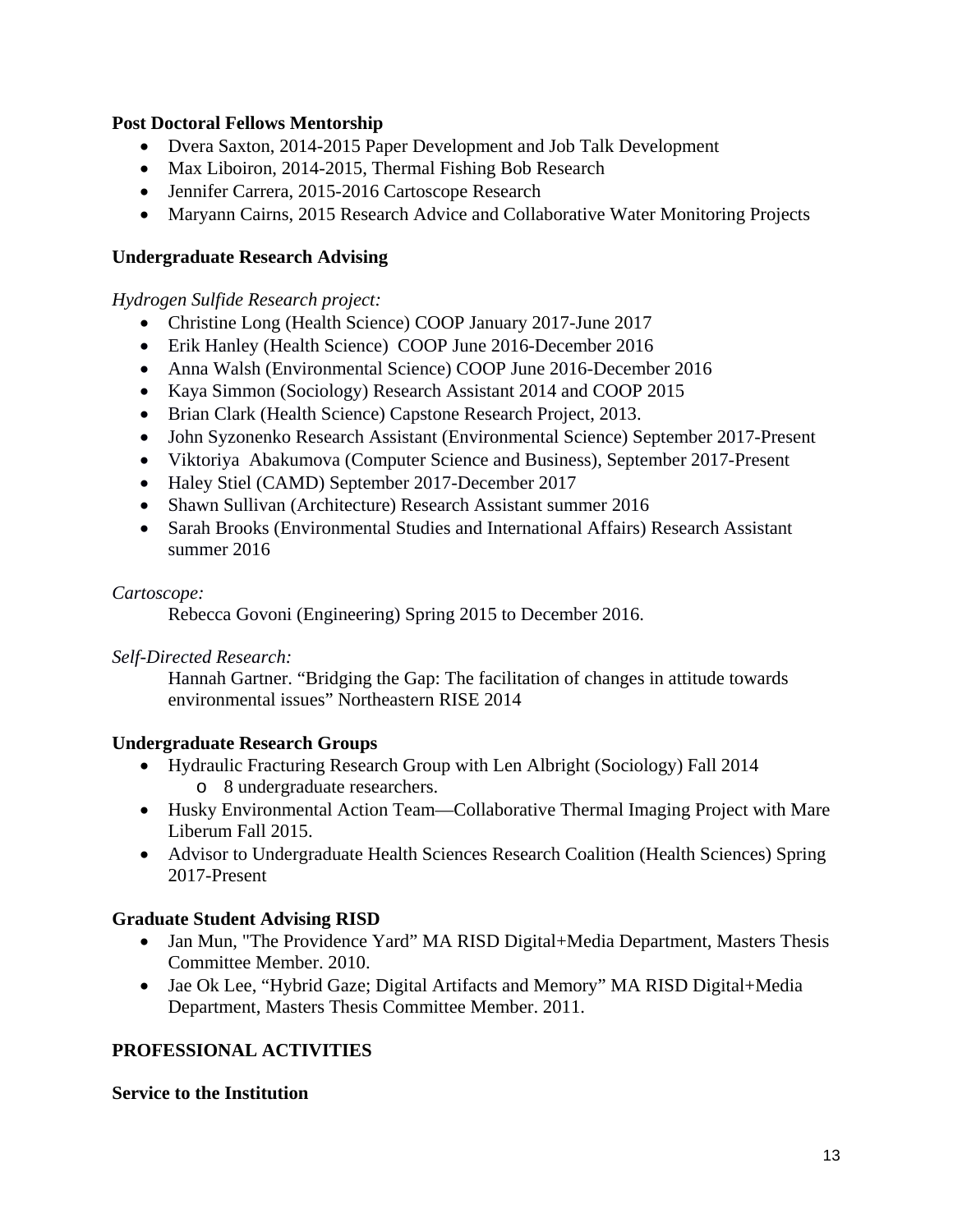**Post Doctoral Fellows Mentorship**

- Dvera Saxton, 2014-2015 Paper Development and Job Talk Development
- Max Liboiron, 2014-2015, Thermal Fishing Bob Research
- Jennifer Carrera, 2015-2016 Cartoscope Research
- Maryann Cairns, 2015 Research Advice and Collaborative Water Monitoring Projects

**Undergraduate Research Advising**

*Hydrogen Sulfide Research project:*

- Christine Long (Health Science) COOP January 2017-June 2017
- Erik Hanley (Health Science) COOP June 2016-December 2016
- Anna Walsh (Environmental Science) COOP June 2016-December 2016
- Kaya Simmon (Sociology) Research Assistant 2014 and COOP 2015
- Brian Clark (Health Science) Capstone Research Project, 2013.
- John Syzonenko Research Assistant (Environmental Science) September 2017-Present
- Viktoriya Abakumova (Computer Science and Business), September 2017-Present
- Haley Stiel (CAMD) September 2017-December 2017
- Shawn Sullivan (Architecture) Research Assistant summer 2016
- Sarah Brooks (Environmental Studies and International Affairs) Research Assistant summer 2016

*Cartoscope:*

Rebecca Govoni (Engineering) Spring 2015 to December 2016.

*Self-Directed Research:*

Hannah Gartner. "Bridging the Gap: The facilitation of changes in attitude towards environmental issues" Northeastern RISE 2014

**Undergraduate Research Groups**

- Hydraulic Fracturing Research Group with Len Albright (Sociology) Fall 2014
  - 8 undergraduate researchers.
- Husky Environmental Action Team—Collaborative Thermal Imaging Project with Mare Liberum Fall 2015.
- Advisor to Undergraduate Health Sciences Research Coalition (Health Sciences) Spring 2017-Present

**Graduate Student Advising RISD**

- Jan Mun, "The Providence Yard" MA RISD Digital+Media Department, Masters Thesis Committee Member. 2010.
- Jae Ok Lee, "Hybrid Gaze; Digital Artifacts and Memory" MA RISD Digital+Media Department, Masters Thesis Committee Member. 2011.

## PROFESSIONAL ACTIVITIES

**Service to the Institution**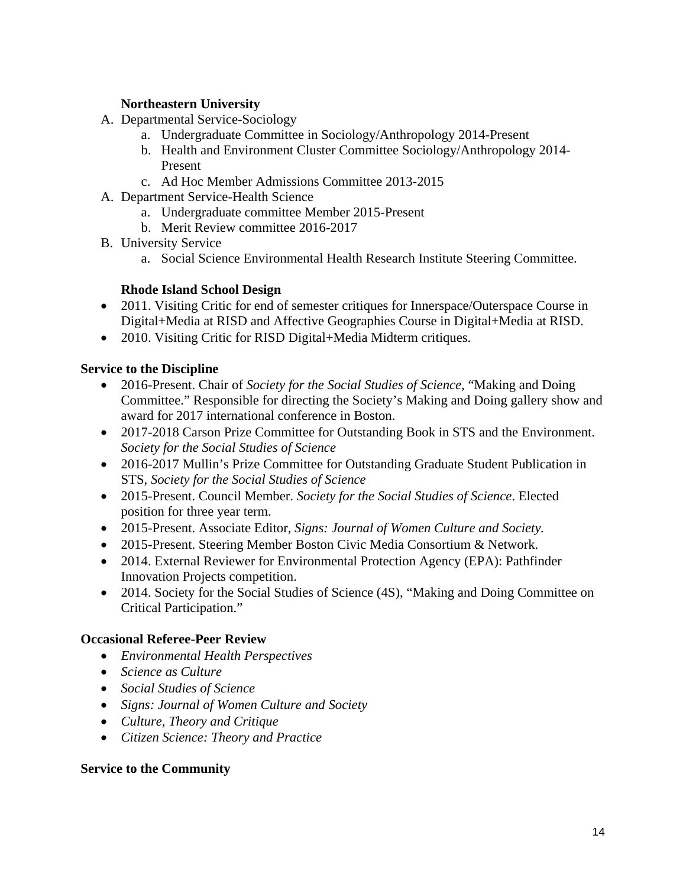**Northeastern University**

A. Departmental Service-Sociology
    a. Undergraduate Committee in Sociology/Anthropology 2014-Present
    b. Health and Environment Cluster Committee Sociology/Anthropology 2014-Present
    c. Ad Hoc Member Admissions Committee 2013-2015
A. Department Service-Health Science
    a. Undergraduate committee Member 2015-Present
    b. Merit Review committee 2016-2017
B. University Service
    a. Social Science Environmental Health Research Institute Steering Committee.

**Rhode Island School Design**

- 2011. Visiting Critic for end of semester critiques for Innerspace/Outerspace Course in Digital+Media at RISD and Affective Geographies Course in Digital+Media at RISD.
- 2010. Visiting Critic for RISD Digital+Media Midterm critiques.

**Service to the Discipline**

- 2016-Present. Chair of *Society for the Social Studies of Science*, "Making and Doing Committee." Responsible for directing the Society's Making and Doing gallery show and award for 2017 international conference in Boston.
- 2017-2018 Carson Prize Committee for Outstanding Book in STS and the Environment. *Society for the Social Studies of Science*
- 2016-2017 Mullin's Prize Committee for Outstanding Graduate Student Publication in STS, *Society for the Social Studies of Science*
- 2015-Present. Council Member. *Society for the Social Studies of Science*. Elected position for three year term.
- 2015-Present. Associate Editor, *Signs: Journal of Women Culture and Society.*
- 2015-Present. Steering Member Boston Civic Media Consortium & Network.
- 2014. External Reviewer for Environmental Protection Agency (EPA): Pathfinder Innovation Projects competition.
- 2014. Society for the Social Studies of Science (4S), "Making and Doing Committee on Critical Participation."

**Occasional Referee-Peer Review**

- *Environmental Health Perspectives*
- *Science as Culture*
- *Social Studies of Science*
- *Signs: Journal of Women Culture and Society*
- *Culture, Theory and Critique*
- *Citizen Science: Theory and Practice*

**Service to the Community**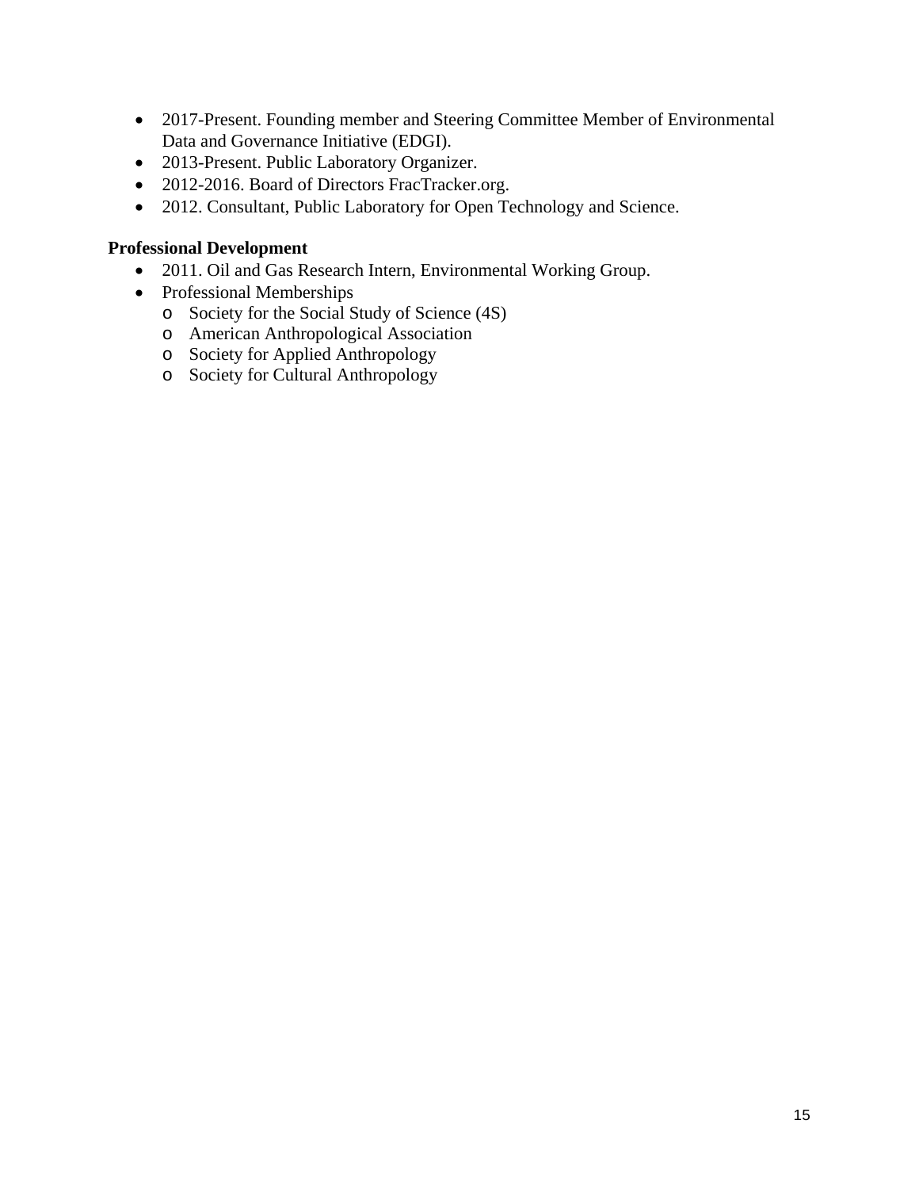- 2017-Present. Founding member and Steering Committee Member of Environmental Data and Governance Initiative (EDGI).
- 2013-Present. Public Laboratory Organizer.
- 2012-2016. Board of Directors FracTracker.org.
- 2012. Consultant, Public Laboratory for Open Technology and Science.

**Professional Development**

- 2011. Oil and Gas Research Intern, Environmental Working Group.
- Professional Memberships
  - Society for the Social Study of Science (4S)
  - American Anthropological Association
  - Society for Applied Anthropology
  - Society for Cultural Anthropology